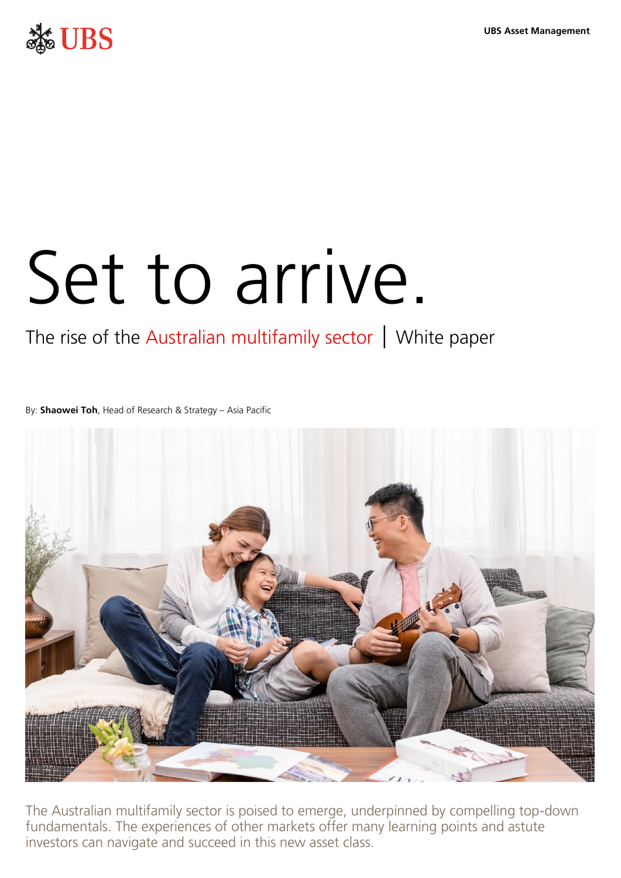UBS Asset Management

# Set to arrive.

## The rise of the Australian multifamily sector | White paper

By: **Shaowei Toh**, Head of Research & Strategy – Asia Pacific

The Australian multifamily sector is poised to emerge, underpinned by compelling top-down fundamentals. The experiences of other markets offer many learning points and astute investors can navigate and succeed in this new asset class.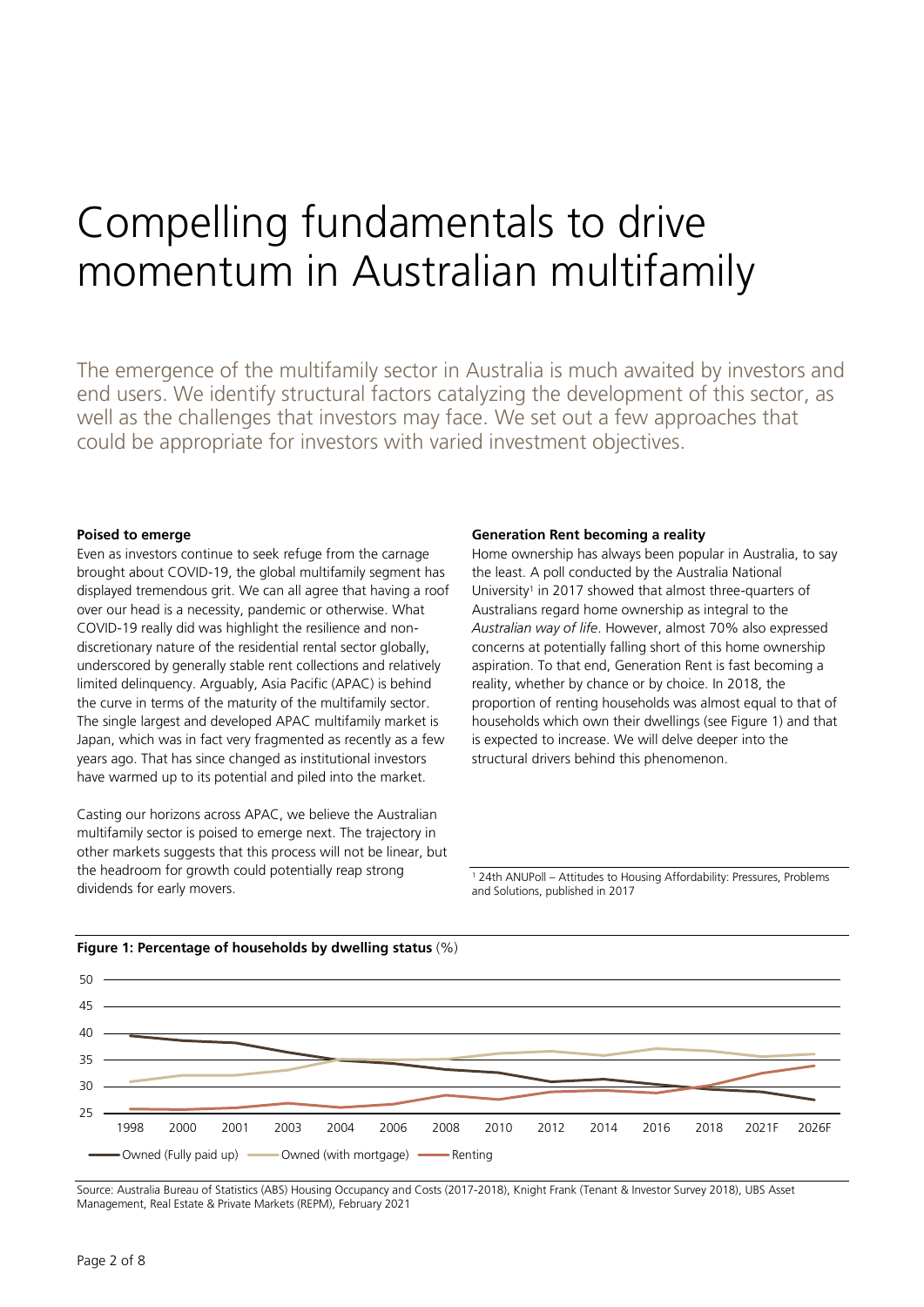# Compelling fundamentals to drive momentum in Australian multifamily

The emergence of the multifamily sector in Australia is much awaited by investors and end users. We identify structural factors catalyzing the development of this sector, as well as the challenges that investors may face. We set out a few approaches that could be appropriate for investors with varied investment objectives.

**Poised to emerge**

Even as investors continue to seek refuge from the carnage brought about COVID-19, the global multifamily segment has displayed tremendous grit. We can all agree that having a roof over our head is a necessity, pandemic or otherwise. What COVID-19 really did was highlight the resilience and non-discretionary nature of the residential rental sector globally, underscored by generally stable rent collections and relatively limited delinquency. Arguably, Asia Pacific (APAC) is behind the curve in terms of the maturity of the multifamily sector. The single largest and developed APAC multifamily market is Japan, which was in fact very fragmented as recently as a few years ago. That has since changed as institutional investors have warmed up to its potential and piled into the market.

Casting our horizons across APAC, we believe the Australian multifamily sector is poised to emerge next. The trajectory in other markets suggests that this process will not be linear, but the headroom for growth could potentially reap strong dividends for early movers.

**Generation Rent becoming a reality**

Home ownership has always been popular in Australia, to say the least. A poll conducted by the Australia National University[1] in 2017 showed that almost three-quarters of Australians regard home ownership as integral to the *Australian way of life*. However, almost 70% also expressed concerns at potentially falling short of this home ownership aspiration. To that end, Generation Rent is fast becoming a reality, whether by chance or by choice. In 2018, the proportion of renting households was almost equal to that of households which own their dwellings (see Figure 1) and that is expected to increase. We will delve deeper into the structural drivers behind this phenomenon.

[1] 24th ANUPoll – Attitudes to Housing Affordability: Pressures, Problems and Solutions, published in 2017

**Figure 1: Percentage of households by dwelling status** (%)

Source: Australia Bureau of Statistics (ABS) Housing Occupancy and Costs (2017-2018), Knight Frank (Tenant & Investor Survey 2018), UBS Asset Management, Real Estate & Private Markets (REPM), February 2021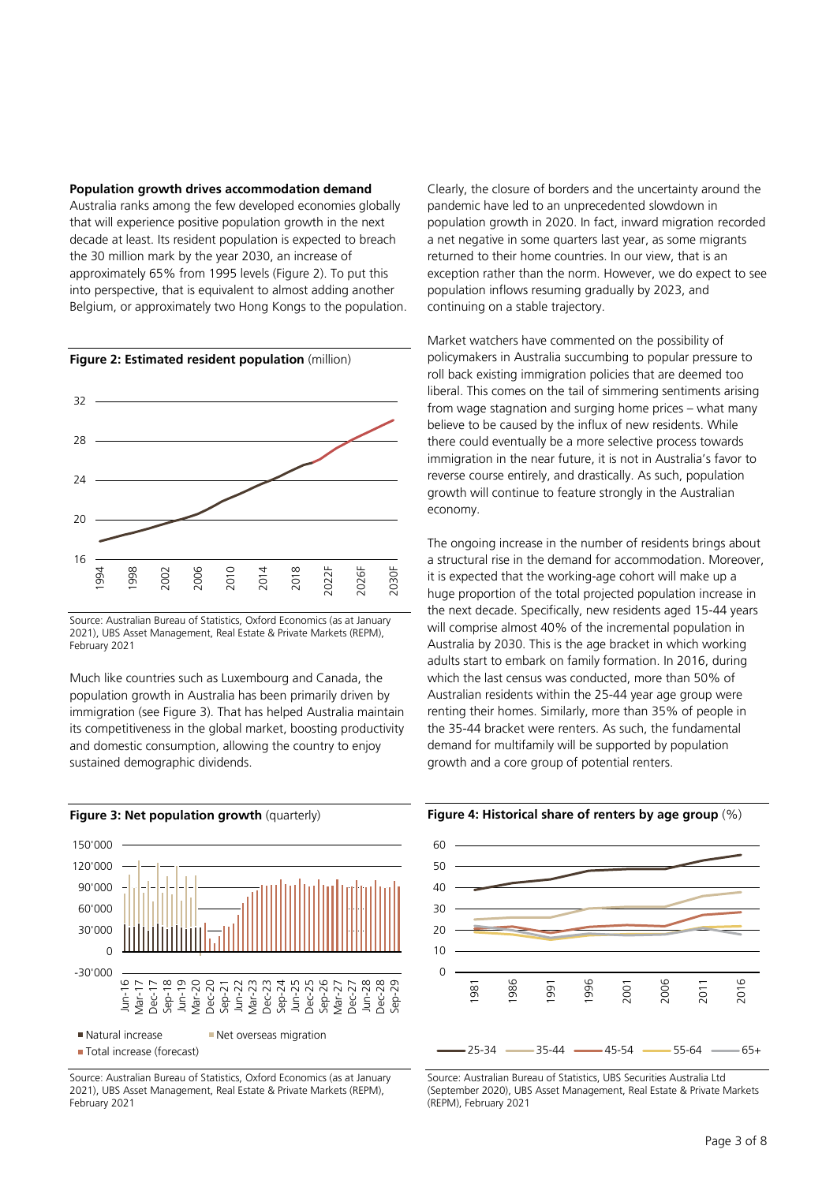**Population growth drives accommodation demand**

Australia ranks among the few developed economies globally that will experience positive population growth in the next decade at least. Its resident population is expected to breach the 30 million mark by the year 2030, an increase of approximately 65% from 1995 levels (Figure 2). To put this into perspective, that is equivalent to almost adding another Belgium, or approximately two Hong Kongs to the population.

**Figure 2: Estimated resident population** (million)

Source: Australian Bureau of Statistics, Oxford Economics (as at January 2021), UBS Asset Management, Real Estate & Private Markets (REPM), February 2021

Much like countries such as Luxembourg and Canada, the population growth in Australia has been primarily driven by immigration (see Figure 3). That has helped Australia maintain its competitiveness in the global market, boosting productivity and domestic consumption, allowing the country to enjoy sustained demographic dividends.

**Figure 3: Net population growth** (quarterly)

Source: Australian Bureau of Statistics, Oxford Economics (as at January 2021), UBS Asset Management, Real Estate & Private Markets (REPM), February 2021

Clearly, the closure of borders and the uncertainty around the pandemic have led to an unprecedented slowdown in population growth in 2020. In fact, inward migration recorded a net negative in some quarters last year, as some migrants returned to their home countries. In our view, that is an exception rather than the norm. However, we do expect to see population inflows resuming gradually by 2023, and continuing on a stable trajectory.

Market watchers have commented on the possibility of policymakers in Australia succumbing to popular pressure to roll back existing immigration policies that are deemed too liberal. This comes on the tail of simmering sentiments arising from wage stagnation and surging home prices – what many believe to be caused by the influx of new residents. While there could eventually be a more selective process towards immigration in the near future, it is not in Australia's favor to reverse course entirely, and drastically. As such, population growth will continue to feature strongly in the Australian economy.

The ongoing increase in the number of residents brings about a structural rise in the demand for accommodation. Moreover, it is expected that the working-age cohort will make up a huge proportion of the total projected population increase in the next decade. Specifically, new residents aged 15-44 years will comprise almost 40% of the incremental population in Australia by 2030. This is the age bracket in which working adults start to embark on family formation. In 2016, during which the last census was conducted, more than 50% of Australian residents within the 25-44 year age group were renting their homes. Similarly, more than 35% of people in the 35-44 bracket were renters. As such, the fundamental demand for multifamily will be supported by population growth and a core group of potential renters.

**Figure 4: Historical share of renters by age group** (%)

Source: Australian Bureau of Statistics, UBS Securities Australia Ltd (September 2020), UBS Asset Management, Real Estate & Private Markets (REPM), February 2021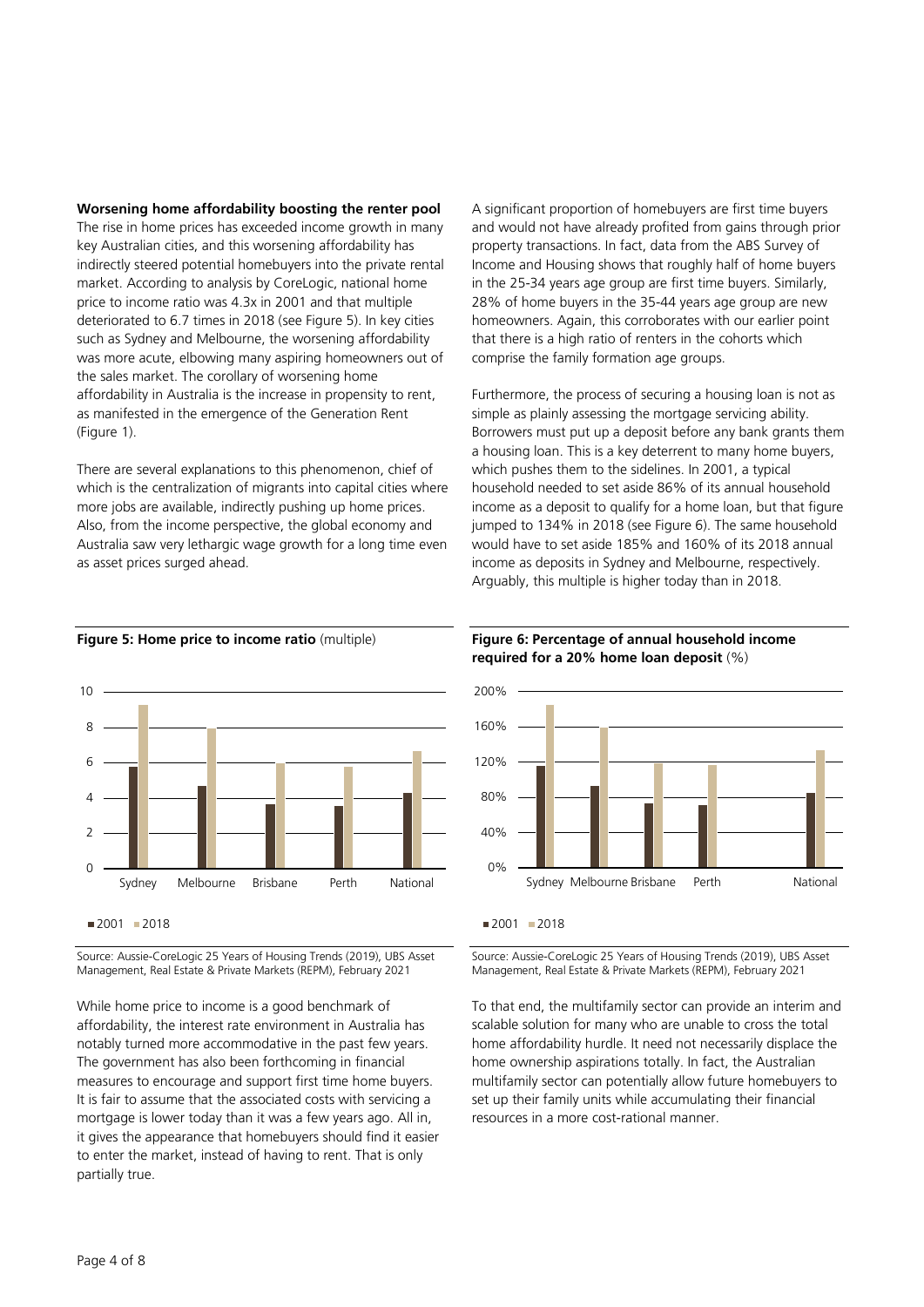**Worsening home affordability boosting the renter pool**

The rise in home prices has exceeded income growth in many key Australian cities, and this worsening affordability has indirectly steered potential homebuyers into the private rental market. According to analysis by CoreLogic, national home price to income ratio was 4.3x in 2001 and that multiple deteriorated to 6.7 times in 2018 (see Figure 5). In key cities such as Sydney and Melbourne, the worsening affordability was more acute, elbowing many aspiring homeowners out of the sales market. The corollary of worsening home affordability in Australia is the increase in propensity to rent, as manifested in the emergence of the Generation Rent (Figure 1).

There are several explanations to this phenomenon, chief of which is the centralization of migrants into capital cities where more jobs are available, indirectly pushing up home prices. Also, from the income perspective, the global economy and Australia saw very lethargic wage growth for a long time even as asset prices surged ahead.

**Figure 5: Home price to income ratio** (multiple)

Source: Aussie-CoreLogic 25 Years of Housing Trends (2019), UBS Asset Management, Real Estate & Private Markets (REPM), February 2021

While home price to income is a good benchmark of affordability, the interest rate environment in Australia has notably turned more accommodative in the past few years. The government has also been forthcoming in financial measures to encourage and support first time home buyers. It is fair to assume that the associated costs with servicing a mortgage is lower today than it was a few years ago. All in, it gives the appearance that homebuyers should find it easier to enter the market, instead of having to rent. That is only partially true.

A significant proportion of homebuyers are first time buyers and would not have already profited from gains through prior property transactions. In fact, data from the ABS Survey of Income and Housing shows that roughly half of home buyers in the 25-34 years age group are first time buyers. Similarly, 28% of home buyers in the 35-44 years age group are new homeowners. Again, this corroborates with our earlier point that there is a high ratio of renters in the cohorts which comprise the family formation age groups.

Furthermore, the process of securing a housing loan is not as simple as plainly assessing the mortgage servicing ability. Borrowers must put up a deposit before any bank grants them a housing loan. This is a key deterrent to many home buyers, which pushes them to the sidelines. In 2001, a typical household needed to set aside 86% of its annual household income as a deposit to qualify for a home loan, but that figure jumped to 134% in 2018 (see Figure 6). The same household would have to set aside 185% and 160% of its 2018 annual income as deposits in Sydney and Melbourne, respectively. Arguably, this multiple is higher today than in 2018.

**Figure 6: Percentage of annual household income required for a 20% home loan deposit** (%)

Source: Aussie-CoreLogic 25 Years of Housing Trends (2019), UBS Asset Management, Real Estate & Private Markets (REPM), February 2021

To that end, the multifamily sector can provide an interim and scalable solution for many who are unable to cross the total home affordability hurdle. It need not necessarily displace the home ownership aspirations totally. In fact, the Australian multifamily sector can potentially allow future homebuyers to set up their family units while accumulating their financial resources in a more cost-rational manner.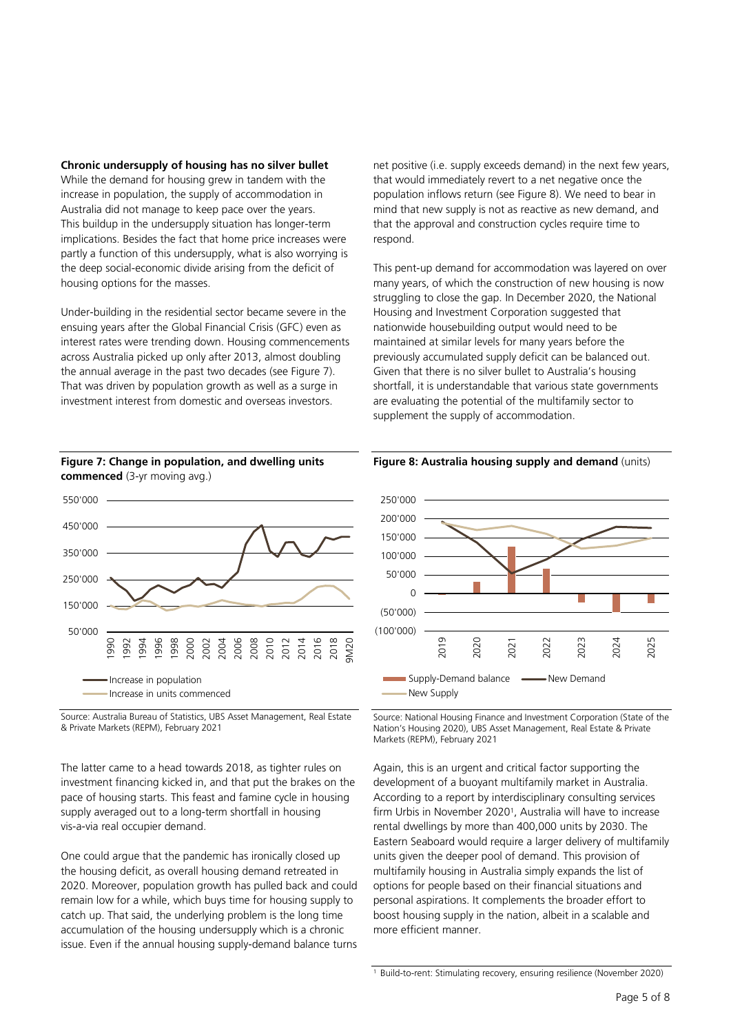**Chronic undersupply of housing has no silver bullet**

While the demand for housing grew in tandem with the increase in population, the supply of accommodation in Australia did not manage to keep pace over the years. This buildup in the undersupply situation has longer-term implications. Besides the fact that home price increases were partly a function of this undersupply, what is also worrying is the deep social-economic divide arising from the deficit of housing options for the masses.

Under-building in the residential sector became severe in the ensuing years after the Global Financial Crisis (GFC) even as interest rates were trending down. Housing commencements across Australia picked up only after 2013, almost doubling the annual average in the past two decades (see Figure 7). That was driven by population growth as well as a surge in investment interest from domestic and overseas investors.

**Figure 7: Change in population, and dwelling units commenced** (3-yr moving avg.)

Source: Australia Bureau of Statistics, UBS Asset Management, Real Estate & Private Markets (REPM), February 2021

The latter came to a head towards 2018, as tighter rules on investment financing kicked in, and that put the brakes on the pace of housing starts. This feast and famine cycle in housing supply averaged out to a long-term shortfall in housing vis-a-via real occupier demand.

One could argue that the pandemic has ironically closed up the housing deficit, as overall housing demand retreated in 2020. Moreover, population growth has pulled back and could remain low for a while, which buys time for housing supply to catch up. That said, the underlying problem is the long time accumulation of the housing undersupply which is a chronic issue. Even if the annual housing supply-demand balance turns net positive (i.e. supply exceeds demand) in the next few years, that would immediately revert to a net negative once the population inflows return (see Figure 8). We need to bear in mind that new supply is not as reactive as new demand, and that the approval and construction cycles require time to respond.

This pent-up demand for accommodation was layered on over many years, of which the construction of new housing is now struggling to close the gap. In December 2020, the National Housing and Investment Corporation suggested that nationwide housebuilding output would need to be maintained at similar levels for many years before the previously accumulated supply deficit can be balanced out. Given that there is no silver bullet to Australia's housing shortfall, it is understandable that various state governments are evaluating the potential of the multifamily sector to supplement the supply of accommodation.

**Figure 8: Australia housing supply and demand** (units)

Source: National Housing Finance and Investment Corporation (State of the Nation's Housing 2020), UBS Asset Management, Real Estate & Private Markets (REPM), February 2021

Again, this is an urgent and critical factor supporting the development of a buoyant multifamily market in Australia. According to a report by interdisciplinary consulting services firm Urbis in November 2020[1], Australia will have to increase rental dwellings by more than 400,000 units by 2030. The Eastern Seaboard would require a larger delivery of multifamily units given the deeper pool of demand. This provision of multifamily housing in Australia simply expands the list of options for people based on their financial situations and personal aspirations. It complements the broader effort to boost housing supply in the nation, albeit in a scalable and more efficient manner.

[1] Build-to-rent: Stimulating recovery, ensuring resilience (November 2020)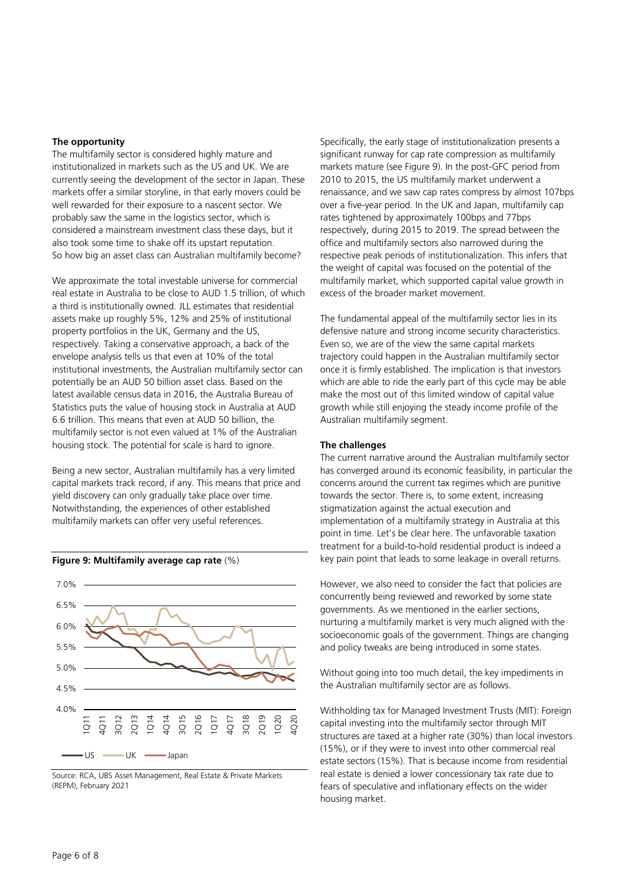**The opportunity**

The multifamily sector is considered highly mature and institutionalized in markets such as the US and UK. We are currently seeing the development of the sector in Japan. These markets offer a similar storyline, in that early movers could be well rewarded for their exposure to a nascent sector. We probably saw the same in the logistics sector, which is considered a mainstream investment class these days, but it also took some time to shake off its upstart reputation. So how big an asset class can Australian multifamily become?

We approximate the total investable universe for commercial real estate in Australia to be close to AUD 1.5 trillion, of which a third is institutionally owned. JLL estimates that residential assets make up roughly 5%, 12% and 25% of institutional property portfolios in the UK, Germany and the US, respectively. Taking a conservative approach, a back of the envelope analysis tells us that even at 10% of the total institutional investments, the Australian multifamily sector can potentially be an AUD 50 billion asset class. Based on the latest available census data in 2016, the Australia Bureau of Statistics puts the value of housing stock in Australia at AUD 6.6 trillion. This means that even at AUD 50 billion, the multifamily sector is not even valued at 1% of the Australian housing stock. The potential for scale is hard to ignore.

Being a new sector, Australian multifamily has a very limited capital markets track record, if any. This means that price and yield discovery can only gradually take place over time. Notwithstanding, the experiences of other established multifamily markets can offer very useful references.

**Figure 9: Multifamily average cap rate** (%)

Source: RCA, UBS Asset Management, Real Estate & Private Markets (REPM), February 2021

Specifically, the early stage of institutionalization presents a significant runway for cap rate compression as multifamily markets mature (see Figure 9). In the post-GFC period from 2010 to 2015, the US multifamily market underwent a renaissance, and we saw cap rates compress by almost 107bps over a five-year period. In the UK and Japan, multifamily cap rates tightened by approximately 100bps and 77bps respectively, during 2015 to 2019. The spread between the office and multifamily sectors also narrowed during the respective peak periods of institutionalization. This infers that the weight of capital was focused on the potential of the multifamily market, which supported capital value growth in excess of the broader market movement.

The fundamental appeal of the multifamily sector lies in its defensive nature and strong income security characteristics. Even so, we are of the view the same capital markets trajectory could happen in the Australian multifamily sector once it is firmly established. The implication is that investors which are able to ride the early part of this cycle may be able make the most out of this limited window of capital value growth while still enjoying the steady income profile of the Australian multifamily segment.

**The challenges**

The current narrative around the Australian multifamily sector has converged around its economic feasibility, in particular the concerns around the current tax regimes which are punitive towards the sector. There is, to some extent, increasing stigmatization against the actual execution and implementation of a multifamily strategy in Australia at this point in time. Let's be clear here. The unfavorable taxation treatment for a build-to-hold residential product is indeed a key pain point that leads to some leakage in overall returns.

However, we also need to consider the fact that policies are concurrently being reviewed and reworked by some state governments. As we mentioned in the earlier sections, nurturing a multifamily market is very much aligned with the socioeconomic goals of the government. Things are changing and policy tweaks are being introduced in some states.

Without going into too much detail, the key impediments in the Australian multifamily sector are as follows.

Withholding tax for Managed Investment Trusts (MIT): Foreign capital investing into the multifamily sector through MIT structures are taxed at a higher rate (30%) than local investors (15%), or if they were to invest into other commercial real estate sectors (15%). That is because income from residential real estate is denied a lower concessionary tax rate due to fears of speculative and inflationary effects on the wider housing market.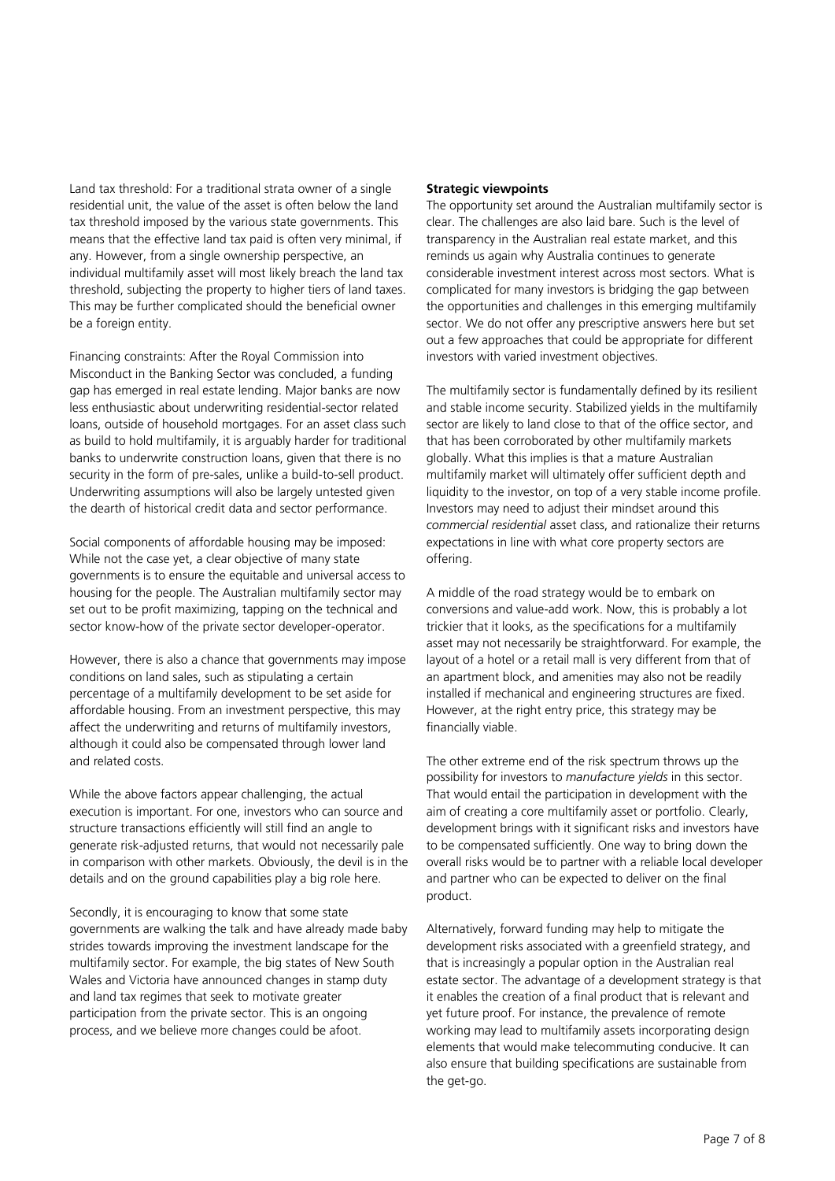Land tax threshold: For a traditional strata owner of a single residential unit, the value of the asset is often below the land tax threshold imposed by the various state governments. This means that the effective land tax paid is often very minimal, if any. However, from a single ownership perspective, an individual multifamily asset will most likely breach the land tax threshold, subjecting the property to higher tiers of land taxes. This may be further complicated should the beneficial owner be a foreign entity.

Financing constraints: After the Royal Commission into Misconduct in the Banking Sector was concluded, a funding gap has emerged in real estate lending. Major banks are now less enthusiastic about underwriting residential-sector related loans, outside of household mortgages. For an asset class such as build to hold multifamily, it is arguably harder for traditional banks to underwrite construction loans, given that there is no security in the form of pre-sales, unlike a build-to-sell product. Underwriting assumptions will also be largely untested given the dearth of historical credit data and sector performance.

Social components of affordable housing may be imposed: While not the case yet, a clear objective of many state governments is to ensure the equitable and universal access to housing for the people. The Australian multifamily sector may set out to be profit maximizing, tapping on the technical and sector know-how of the private sector developer-operator.

However, there is also a chance that governments may impose conditions on land sales, such as stipulating a certain percentage of a multifamily development to be set aside for affordable housing. From an investment perspective, this may affect the underwriting and returns of multifamily investors, although it could also be compensated through lower land and related costs.

While the above factors appear challenging, the actual execution is important. For one, investors who can source and structure transactions efficiently will still find an angle to generate risk-adjusted returns, that would not necessarily pale in comparison with other markets. Obviously, the devil is in the details and on the ground capabilities play a big role here.

Secondly, it is encouraging to know that some state governments are walking the talk and have already made baby strides towards improving the investment landscape for the multifamily sector. For example, the big states of New South Wales and Victoria have announced changes in stamp duty and land tax regimes that seek to motivate greater participation from the private sector. This is an ongoing process, and we believe more changes could be afoot.

**Strategic viewpoints**

The opportunity set around the Australian multifamily sector is clear. The challenges are also laid bare. Such is the level of transparency in the Australian real estate market, and this reminds us again why Australia continues to generate considerable investment interest across most sectors. What is complicated for many investors is bridging the gap between the opportunities and challenges in this emerging multifamily sector. We do not offer any prescriptive answers here but set out a few approaches that could be appropriate for different investors with varied investment objectives.

The multifamily sector is fundamentally defined by its resilient and stable income security. Stabilized yields in the multifamily sector are likely to land close to that of the office sector, and that has been corroborated by other multifamily markets globally. What this implies is that a mature Australian multifamily market will ultimately offer sufficient depth and liquidity to the investor, on top of a very stable income profile. Investors may need to adjust their mindset around this *commercial residential* asset class, and rationalize their returns expectations in line with what core property sectors are offering.

A middle of the road strategy would be to embark on conversions and value-add work. Now, this is probably a lot trickier that it looks, as the specifications for a multifamily asset may not necessarily be straightforward. For example, the layout of a hotel or a retail mall is very different from that of an apartment block, and amenities may also not be readily installed if mechanical and engineering structures are fixed. However, at the right entry price, this strategy may be financially viable.

The other extreme end of the risk spectrum throws up the possibility for investors to *manufacture yields* in this sector. That would entail the participation in development with the aim of creating a core multifamily asset or portfolio. Clearly, development brings with it significant risks and investors have to be compensated sufficiently. One way to bring down the overall risks would be to partner with a reliable local developer and partner who can be expected to deliver on the final product.

Alternatively, forward funding may help to mitigate the development risks associated with a greenfield strategy, and that is increasingly a popular option in the Australian real estate sector. The advantage of a development strategy is that it enables the creation of a final product that is relevant and yet future proof. For instance, the prevalence of remote working may lead to multifamily assets incorporating design elements that would make telecommuting conducive. It can also ensure that building specifications are sustainable from the get-go.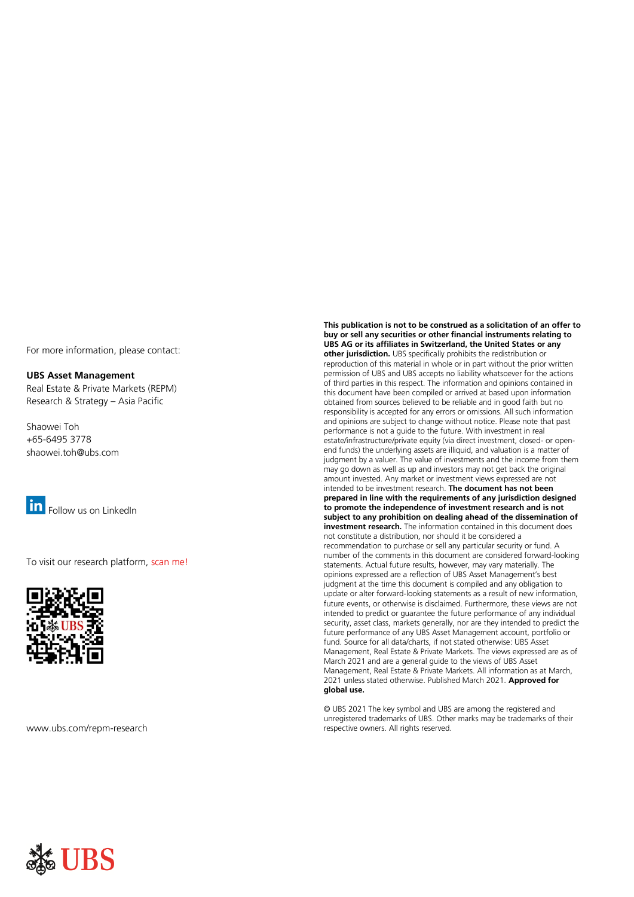For more information, please contact:

**UBS Asset Management**
Real Estate & Private Markets (REPM)
Research & Strategy – Asia Pacific

Shaowei Toh
+65-6495 3778
shaowei.toh@ubs.com

Follow us on LinkedIn

To visit our research platform, scan me!

www.ubs.com/repm-research

**This publication is not to be construed as a solicitation of an offer to buy or sell any securities or other financial instruments relating to UBS AG or its affiliates in Switzerland, the United States or any other jurisdiction.** UBS specifically prohibits the redistribution or reproduction of this material in whole or in part without the prior written permission of UBS and UBS accepts no liability whatsoever for the actions of third parties in this respect. The information and opinions contained in this document have been compiled or arrived at based upon information obtained from sources believed to be reliable and in good faith but no responsibility is accepted for any errors or omissions. All such information and opinions are subject to change without notice. Please note that past performance is not a guide to the future. With investment in real estate/infrastructure/private equity (via direct investment, closed- or open-end funds) the underlying assets are illiquid, and valuation is a matter of judgment by a valuer. The value of investments and the income from them may go down as well as up and investors may not get back the original amount invested. Any market or investment views expressed are not intended to be investment research. **The document has not been prepared in line with the requirements of any jurisdiction designed to promote the independence of investment research and is not subject to any prohibition on dealing ahead of the dissemination of investment research.** The information contained in this document does not constitute a distribution, nor should it be considered a recommendation to purchase or sell any particular security or fund. A number of the comments in this document are considered forward-looking statements. Actual future results, however, may vary materially. The opinions expressed are a reflection of UBS Asset Management's best judgment at the time this document is compiled and any obligation to update or alter forward-looking statements as a result of new information, future events, or otherwise is disclaimed. Furthermore, these views are not intended to predict or guarantee the future performance of any individual security, asset class, markets generally, nor are they intended to predict the future performance of any UBS Asset Management account, portfolio or fund. Source for all data/charts, if not stated otherwise: UBS Asset Management, Real Estate & Private Markets. The views expressed are as of March 2021 and are a general guide to the views of UBS Asset Management, Real Estate & Private Markets. All information as at March, 2021 unless stated otherwise. Published March 2021. **Approved for global use.**

© UBS 2021 The key symbol and UBS are among the registered and unregistered trademarks of UBS. Other marks may be trademarks of their respective owners. All rights reserved.